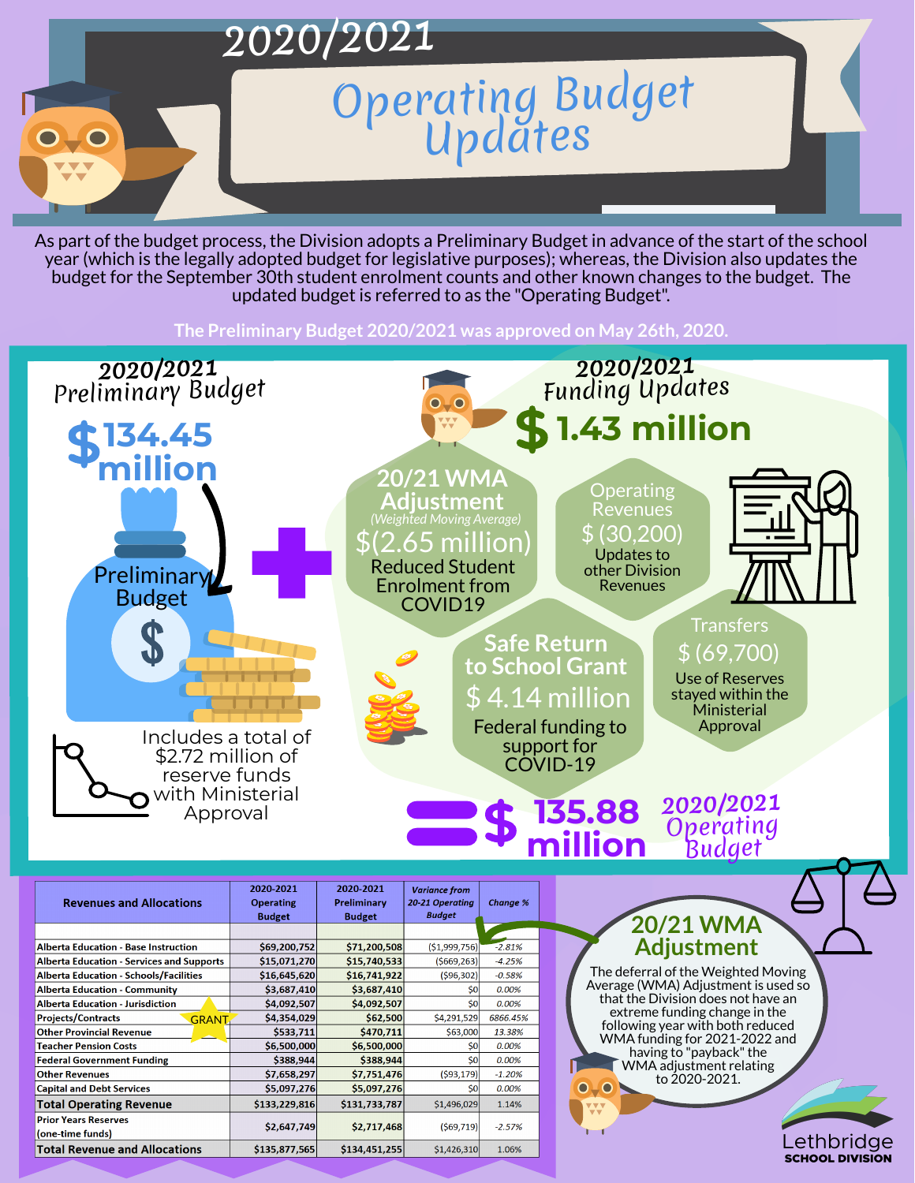# 2020/2021 Operating Budget Updates

As part of the budget process, the Division adopts a Preliminary Budget in advance of the start of the school year (which is the legally adopted budget for legislative purposes); whereas, the Division also updates the budget for the September 30th student enrolment counts and other known changes to the budget. The updated budget is referred to as the "Operating Budget".

**The Preliminary Budget 2020/2021 was approved on May 26th, 2020.**

## 2020/2021 Preliminary Budget

**$134.45 million**

Preliminary Budget

Includes a total of $2.72 million of reserve funds with Ministerial Approval

**+**

## 2020/2021 Funding Updates

**$1.43 million**

**20/21 WMA Adjustment**
*(Weighted Moving Average)*
$(2.65 million)
Reduced Student Enrolment from COVID19

**Operating Revenues**
$ (30,200)
Updates to other Division Revenues

**Safe Return to School Grant**
$ 4.14 million
Federal funding to support for COVID-19

**Transfers**
$ (69,700)
Use of Reserves stayed within the Ministerial Approval

**= $ 135.88 million** 2020/2021 Operating Budget

| Revenues and Allocations | 2020-2021 Operating Budget | 2020-2021 Preliminary Budget | *Variance from 20-21 Operating Budget* | *Change %* |
|---|---|---|---|---|
| Alberta Education - Base Instruction | $69,200,752 | $71,200,508 | ($1,999,756) | -2.81% |
| Alberta Education - Services and Supports | $15,071,270 | $15,740,533 | ($669,263) | -4.25% |
| Alberta Education - Schools/Facilities | $16,645,620 | $16,741,922 | ($96,302) | -0.58% |
| Alberta Education - Community | $3,687,410 | $3,687,410 | $0 | 0.00% |
| Alberta Education - Jurisdiction | $4,092,507 | $4,092,507 | $0 | 0.00% |
| Projects/Contracts (GRANT) | $4,354,029 | $62,500 | $4,291,529 | 6866.45% |
| Other Provincial Revenue | $533,711 | $470,711 | $63,000 | 13.38% |
| Teacher Pension Costs | $6,500,000 | $6,500,000 | $0 | 0.00% |
| Federal Government Funding | $388,944 | $388,944 | $0 | 0.00% |
| Other Revenues | $7,658,297 | $7,751,476 | ($93,179) | -1.20% |
| Capital and Debt Services | $5,097,276 | $5,097,276 | $0 | 0.00% |
| **Total Operating Revenue** | $133,229,816 | $131,733,787 | $1,496,029 | 1.14% |
| Prior Years Reserves (one-time funds) | $2,647,749 | $2,717,468 | ($69,719) | -2.57% |
| **Total Revenue and Allocations** | $135,877,565 | $134,451,255 | $1,426,310 | 1.06% |

## 20/21 WMA Adjustment

The deferral of the Weighted Moving Average (WMA) Adjustment is used so that the Division does not have an extreme funding change in the following year with both reduced WMA funding for 2021-2022 and having to "payback" the WMA adjustment relating to 2020-2021.

Lethbridge School Division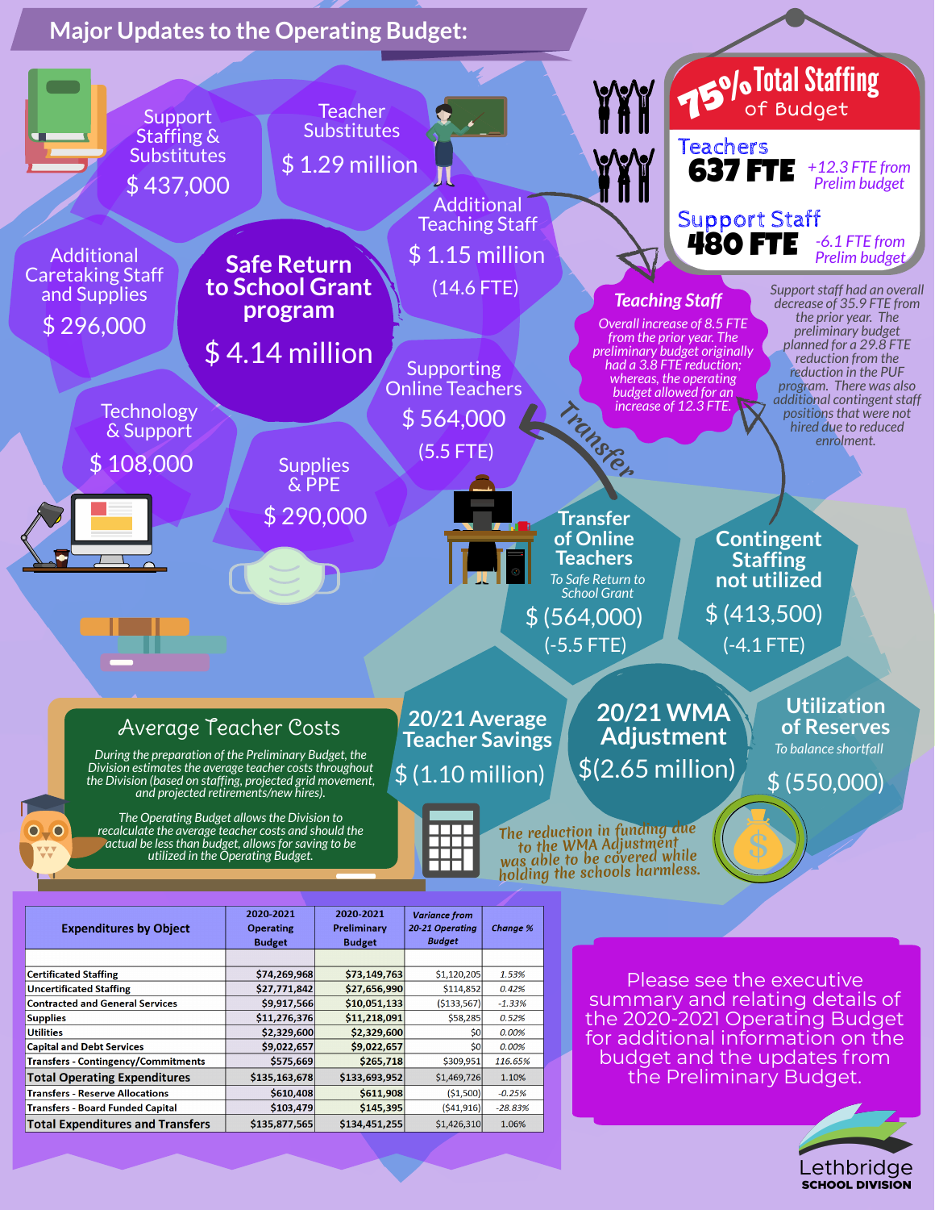# Major Updates to the Operating Budget:

## Safe Return to School Grant program

**$ 4.14 million**

Support Staffing & Substitutes
$ 437,000

Teacher Substitutes
$ 1.29 million

Additional Teaching Staff
$ 1.15 million
(14.6 FTE)

Additional Caretaking Staff and Supplies
$ 296,000

Technology & Support
$ 108,000

Supplies & PPE
$ 290,000

Supporting Online Teachers
$ 564,000
(5.5 FTE)

## 75% Total Staffing of Budget

**Teachers**
**637 FTE** +12.3 FTE from Prelim budget

**Support Staff**
**480 FTE** -6.1 FTE from Prelim budget

### Teaching Staff

Overall increase of 8.5 FTE from the prior year. The preliminary budget originally had a 3.8 FTE reduction; whereas, the operating budget allowed for an increase of 12.3 FTE.

Support staff had an overall decrease of 35.9 FTE from the prior year. The preliminary budget planned for a 29.8 FTE reduction from the reduction in the PUF program. There was also additional contingent staff positions that were not hired due to reduced enrolment.

Transfer

**Transfer of Online Teachers**
*To Safe Return to School Grant*
$ (564,000)
(-5.5 FTE)

**Contingent Staffing not utilized**
$ (413,500)
(-4.1 FTE)

## Average Teacher Costs

*During the preparation of the Preliminary Budget, the Division estimates the average teacher costs throughout the Division (based on staffing, projected grid movement, and projected retirements/new hires).*

*The Operating Budget allows the Division to recalculate the average teacher costs and should the actual be less than budget, allows for saving to be utilized in the Operating Budget.*

**20/21 Average Teacher Savings**
$ (1.10 million)

**20/21 WMA Adjustment**
$(2.65 million)

**Utilization of Reserves**
*To balance shortfall*
$ (550,000)

The reduction in funding due to the WMA Adjustment was able to be covered while holding the schools harmless.

| Expenditures by Object | 2020-2021 Operating Budget | 2020-2021 Preliminary Budget | *Variance from 20-21 Operating Budget* | *Change %* |
|---|---|---|---|---|
| Certificated Staffing | $74,269,968 | $73,149,763 | $1,120,205 | 1.53% |
| Uncertificated Staffing | $27,771,842 | $27,656,990 | $114,852 | 0.42% |
| Contracted and General Services | $9,917,566 | $10,051,133 | ($133,567) | -1.33% |
| Supplies | $11,276,376 | $11,218,091 | $58,285 | 0.52% |
| Utilities | $2,329,600 | $2,329,600 | $0 | 0.00% |
| Capital and Debt Services | $9,022,657 | $9,022,657 | $0 | 0.00% |
| Transfers - Contingency/Commitments | $575,669 | $265,718 | $309,951 | 116.65% |
| **Total Operating Expenditures** | $135,163,678 | $133,693,952 | $1,469,726 | 1.10% |
| Transfers - Reserve Allocations | $610,408 | $611,908 | ($1,500) | -0.25% |
| Transfers - Board Funded Capital | $103,479 | $145,395 | ($41,916) | -28.83% |
| **Total Expenditures and Transfers** | $135,877,565 | $134,451,255 | $1,426,310 | 1.06% |

Please see the executive summary and relating details of the 2020-2021 Operating Budget for additional information on the budget and the updates from the Preliminary Budget.

Lethbridge SCHOOL DIVISION